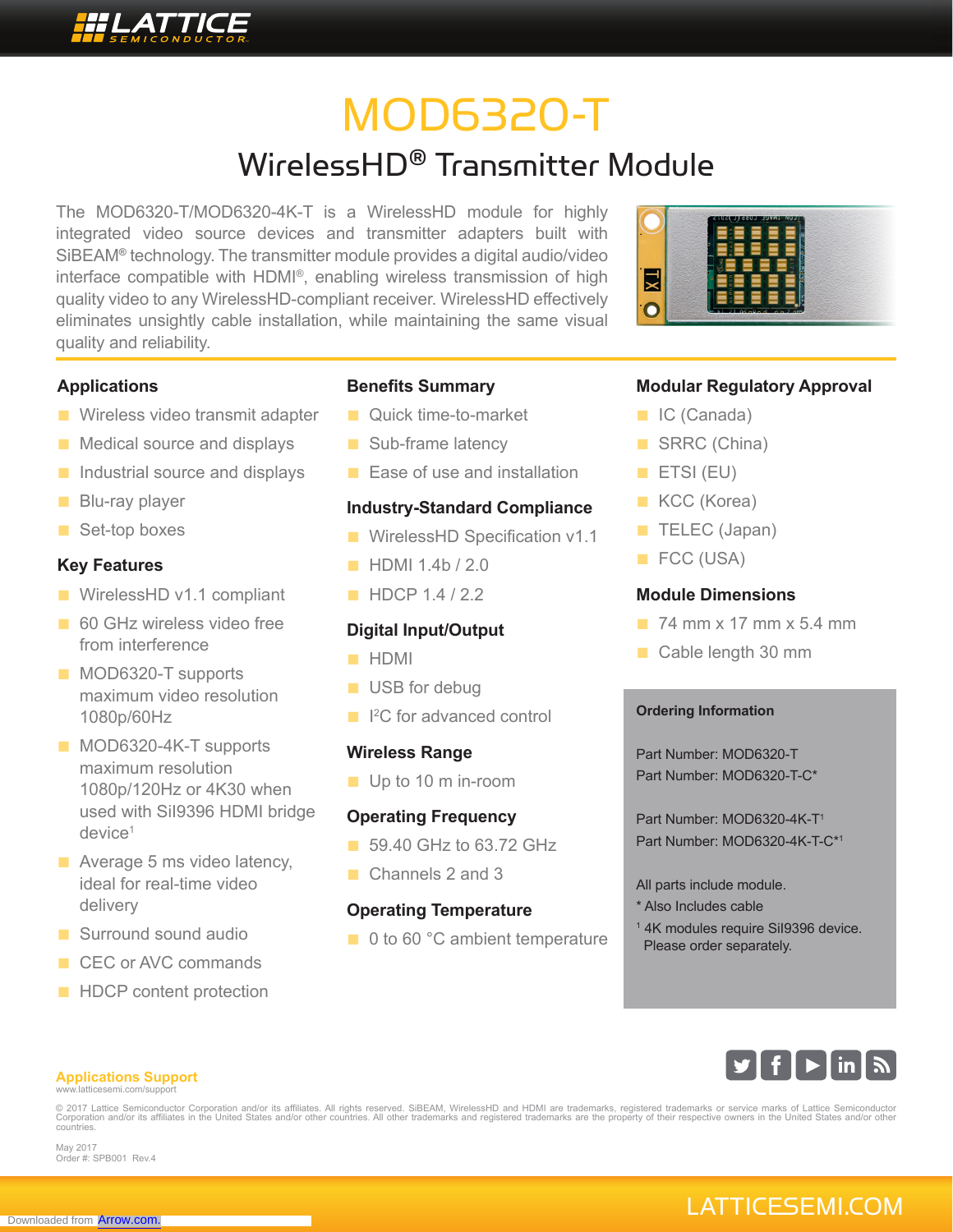# MOD6320-T

## WirelessHD® Transmitter Module

The MOD6320-T/MOD6320-4K-T is a WirelessHD module for highly integrated video source devices and transmitter adapters built with SiBEAM® technology. The transmitter module provides a digital audio/video interface compatible with HDMI®, enabling wireless transmission of high quality video to any WirelessHD-compliant receiver. WirelessHD effectively eliminates unsightly cable installation, while maintaining the same visual quality and reliability.

### Applications

- Wireless video transmit adapter
- Medical source and displays
- Industrial source and displays
- Blu-ray player
- Set-top boxes

### Key Features

- WirelessHD v1.1 compliant
- 60 GHz wireless video free from interference
- MOD6320-T supports maximum video resolution 1080p/60Hz
- MOD6320-4K-T supports maximum resolution 1080p/120Hz or 4K30 when used with SiI9396 HDMI bridge device[1]
- Average 5 ms video latency, ideal for real-time video delivery
- Surround sound audio
- CEC or AVC commands
- HDCP content protection

### Benefits Summary

- Quick time-to-market
- Sub-frame latency
- Ease of use and installation

### Industry-Standard Compliance

- WirelessHD Specification v1.1
- HDMI 1.4b / 2.0
- HDCP 1.4 / 2.2

### Digital Input/Output

- HDMI
- USB for debug
- I²C for advanced control

### Wireless Range

- Up to 10 m in-room

### Operating Frequency

- 59.40 GHz to 63.72 GHz
- Channels 2 and 3

### Operating Temperature

- 0 to 60 °C ambient temperature

### Modular Regulatory Approval

- IC (Canada)
- SRRC (China)
- ETSI (EU)
- KCC (Korea)
- TELEC (Japan)
- FCC (USA)

### Module Dimensions

- 74 mm x 17 mm x 5.4 mm
- Cable length 30 mm

#### Ordering Information

Part Number: MOD6320-T
Part Number: MOD6320-T-C*

Part Number: MOD6320-4K-T[1]
Part Number: MOD6320-4K-T-C*[1]

All parts include module.
* Also Includes cable
[1] 4K modules require SiI9396 device. Please order separately.

**Applications Support**
www.latticesemi.com/support

© 2017 Lattice Semiconductor Corporation and/or its affiliates. All rights reserved. SiBEAM, WirelessHD and HDMI are trademarks, registered trademarks or service marks of Lattice Semiconductor Corporation and/or its affiliates in the United States and/or other countries. All other trademarks and registered trademarks are the property of their respective owners in the United States and/or other countries.

May 2017
Order #: SPB001 Rev.4

LATTICESEMI.COM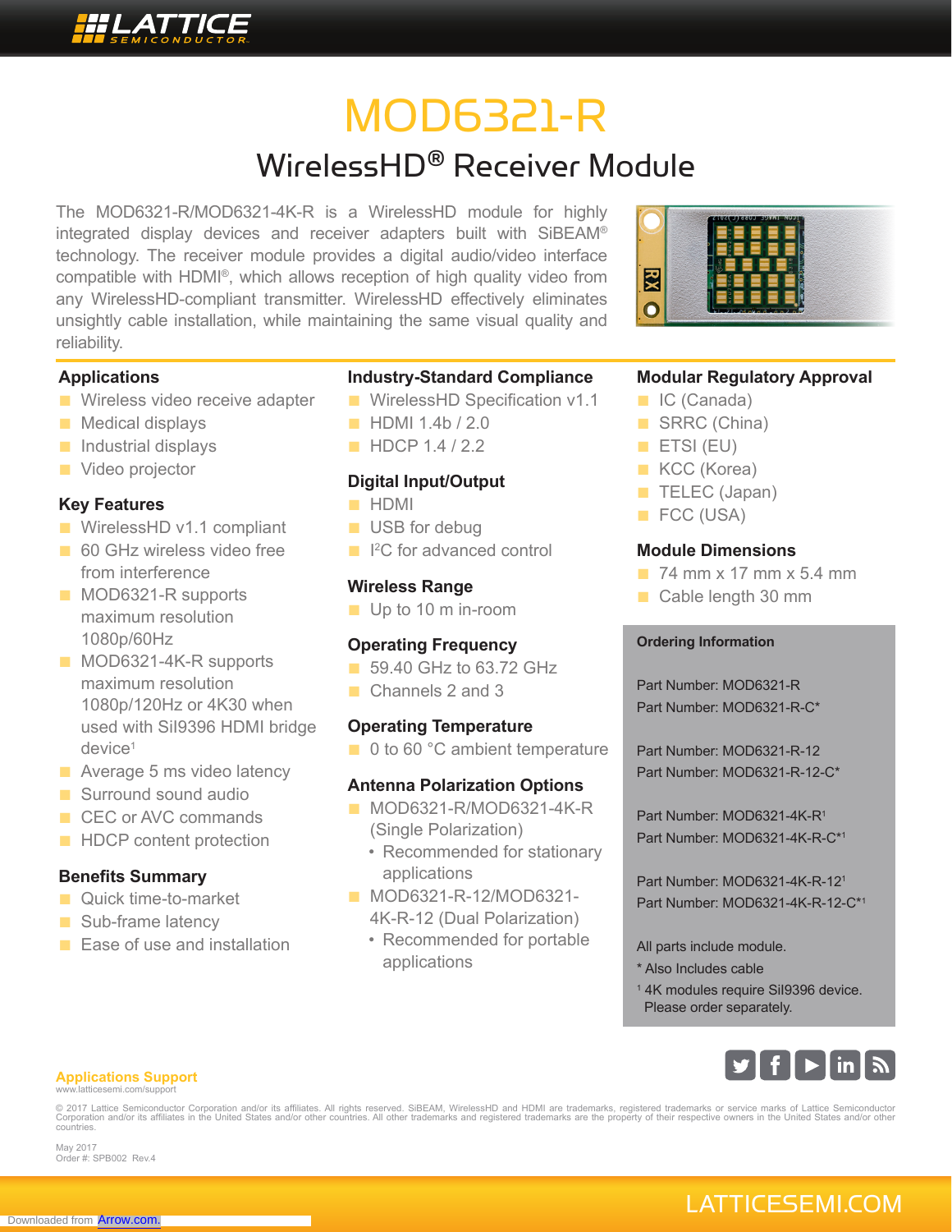# MOD6321-R

## WirelessHD® Receiver Module

The MOD6321-R/MOD6321-4K-R is a WirelessHD module for highly integrated display devices and receiver adapters built with SiBEAM® technology. The receiver module provides a digital audio/video interface compatible with HDMI®, which allows reception of high quality video from any WirelessHD-compliant transmitter. WirelessHD effectively eliminates unsightly cable installation, while maintaining the same visual quality and reliability.

### Applications

- Wireless video receive adapter
- Medical displays
- Industrial displays
- Video projector

### Key Features

- WirelessHD v1.1 compliant
- 60 GHz wireless video free from interference
- MOD6321-R supports maximum resolution 1080p/60Hz
- MOD6321-4K-R supports maximum resolution 1080p/120Hz or 4K30 when used with SiI9396 HDMI bridge device[1]
- Average 5 ms video latency
- Surround sound audio
- CEC or AVC commands
- HDCP content protection

### Benefits Summary

- Quick time-to-market
- Sub-frame latency
- Ease of use and installation

### Industry-Standard Compliance

- WirelessHD Specification v1.1
- HDMI 1.4b / 2.0
- HDCP 1.4 / 2.2

### Digital Input/Output

- HDMI
- USB for debug
- I²C for advanced control

### Wireless Range

- Up to 10 m in-room

### Operating Frequency

- 59.40 GHz to 63.72 GHz
- Channels 2 and 3

### Operating Temperature

- 0 to 60 °C ambient temperature

### Antenna Polarization Options

- MOD6321-R/MOD6321-4K-R (Single Polarization)
  - Recommended for stationary applications
- MOD6321-R-12/MOD6321-4K-R-12 (Dual Polarization)
  - Recommended for portable applications

### Modular Regulatory Approval

- IC (Canada)
- SRRC (China)
- ETSI (EU)
- KCC (Korea)
- TELEC (Japan)
- FCC (USA)

### Module Dimensions

- 74 mm x 17 mm x 5.4 mm
- Cable length 30 mm

### Ordering Information

Part Number: MOD6321-R
Part Number: MOD6321-R-C*

Part Number: MOD6321-R-12
Part Number: MOD6321-R-12-C*

Part Number: MOD6321-4K-R[1]
Part Number: MOD6321-4K-R-C*[1]

Part Number: MOD6321-4K-R-12[1]
Part Number: MOD6321-4K-R-12-C*[1]

All parts include module.
* Also Includes cable
[1] 4K modules require SiI9396 device. Please order separately.

**Applications Support**
www.latticesemi.com/support

© 2017 Lattice Semiconductor Corporation and/or its affiliates. All rights reserved. SiBEAM, WirelessHD and HDMI are trademarks, registered trademarks or service marks of Lattice Semiconductor Corporation and/or its affiliates in the United States and/or other countries. All other trademarks and registered trademarks are the property of their respective owners in the United States and/or other countries.

May 2017
Order #: SPB002 Rev.4

LATTICESEMI.COM